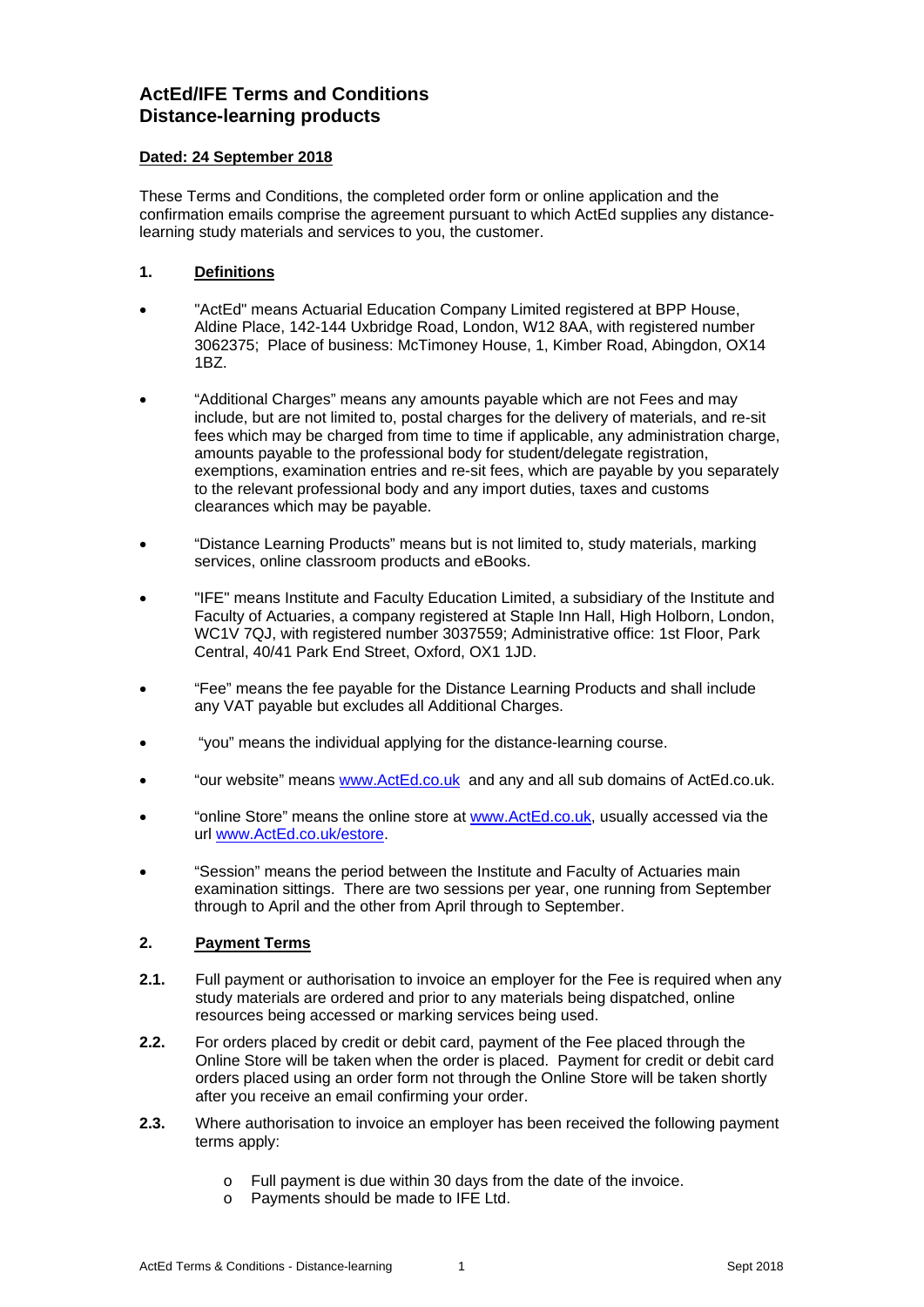# ActEd/IFE Terms and Conditions
# Distance-learning products

**Dated: 24 September 2018**

These Terms and Conditions, the completed order form or online application and the confirmation emails comprise the agreement pursuant to which ActEd supplies any distance-learning study materials and services to you, the customer.

## 1. Definitions

- "ActEd" means Actuarial Education Company Limited registered at BPP House, Aldine Place, 142-144 Uxbridge Road, London, W12 8AA, with registered number 3062375; Place of business: McTimoney House, 1, Kimber Road, Abingdon, OX14 1BZ.
- "Additional Charges" means any amounts payable which are not Fees and may include, but are not limited to, postal charges for the delivery of materials, and re-sit fees which may be charged from time to time if applicable, any administration charge, amounts payable to the professional body for student/delegate registration, exemptions, examination entries and re-sit fees, which are payable by you separately to the relevant professional body and any import duties, taxes and customs clearances which may be payable.
- "Distance Learning Products" means but is not limited to, study materials, marking services, online classroom products and eBooks.
- "IFE" means Institute and Faculty Education Limited, a subsidiary of the Institute and Faculty of Actuaries, a company registered at Staple Inn Hall, High Holborn, London, WC1V 7QJ, with registered number 3037559; Administrative office: 1st Floor, Park Central, 40/41 Park End Street, Oxford, OX1 1JD.
- "Fee" means the fee payable for the Distance Learning Products and shall include any VAT payable but excludes all Additional Charges.
- "you" means the individual applying for the distance-learning course.
- "our website" means www.ActEd.co.uk and any and all sub domains of ActEd.co.uk.
- "online Store" means the online store at www.ActEd.co.uk, usually accessed via the url www.ActEd.co.uk/estore.
- "Session" means the period between the Institute and Faculty of Actuaries main examination sittings. There are two sessions per year, one running from September through to April and the other from April through to September.

## 2. Payment Terms

**2.1.** Full payment or authorisation to invoice an employer for the Fee is required when any study materials are ordered and prior to any materials being dispatched, online resources being accessed or marking services being used.

**2.2.** For orders placed by credit or debit card, payment of the Fee placed through the Online Store will be taken when the order is placed. Payment for credit or debit card orders placed using an order form not through the Online Store will be taken shortly after you receive an email confirming your order.

**2.3.** Where authorisation to invoice an employer has been received the following payment terms apply:

- Full payment is due within 30 days from the date of the invoice.
- Payments should be made to IFE Ltd.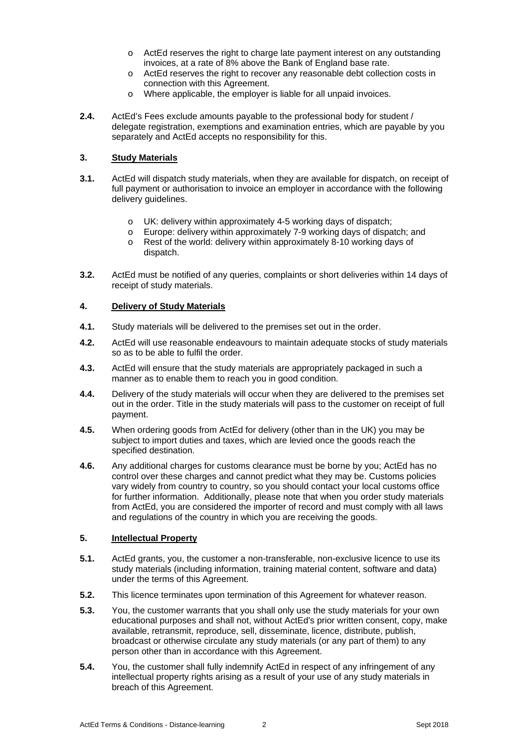- ActEd reserves the right to charge late payment interest on any outstanding invoices, at a rate of 8% above the Bank of England base rate.
- ActEd reserves the right to recover any reasonable debt collection costs in connection with this Agreement.
- Where applicable, the employer is liable for all unpaid invoices.

**2.4.** ActEd's Fees exclude amounts payable to the professional body for student / delegate registration, exemptions and examination entries, which are payable by you separately and ActEd accepts no responsibility for this.

## 3. Study Materials

**3.1.** ActEd will dispatch study materials, when they are available for dispatch, on receipt of full payment or authorisation to invoice an employer in accordance with the following delivery guidelines.

- UK: delivery within approximately 4-5 working days of dispatch;
- Europe: delivery within approximately 7-9 working days of dispatch; and
- Rest of the world: delivery within approximately 8-10 working days of dispatch.

**3.2.** ActEd must be notified of any queries, complaints or short deliveries within 14 days of receipt of study materials.

## 4. Delivery of Study Materials

**4.1.** Study materials will be delivered to the premises set out in the order.

**4.2.** ActEd will use reasonable endeavours to maintain adequate stocks of study materials so as to be able to fulfil the order.

**4.3.** ActEd will ensure that the study materials are appropriately packaged in such a manner as to enable them to reach you in good condition.

**4.4.** Delivery of the study materials will occur when they are delivered to the premises set out in the order. Title in the study materials will pass to the customer on receipt of full payment.

**4.5.** When ordering goods from ActEd for delivery (other than in the UK) you may be subject to import duties and taxes, which are levied once the goods reach the specified destination.

**4.6.** Any additional charges for customs clearance must be borne by you; ActEd has no control over these charges and cannot predict what they may be. Customs policies vary widely from country to country, so you should contact your local customs office for further information. Additionally, please note that when you order study materials from ActEd, you are considered the importer of record and must comply with all laws and regulations of the country in which you are receiving the goods.

## 5. Intellectual Property

**5.1.** ActEd grants, you, the customer a non-transferable, non-exclusive licence to use its study materials (including information, training material content, software and data) under the terms of this Agreement.

**5.2.** This licence terminates upon termination of this Agreement for whatever reason.

**5.3.** You, the customer warrants that you shall only use the study materials for your own educational purposes and shall not, without ActEd's prior written consent, copy, make available, retransmit, reproduce, sell, disseminate, licence, distribute, publish, broadcast or otherwise circulate any study materials (or any part of them) to any person other than in accordance with this Agreement.

**5.4.** You, the customer shall fully indemnify ActEd in respect of any infringement of any intellectual property rights arising as a result of your use of any study materials in breach of this Agreement.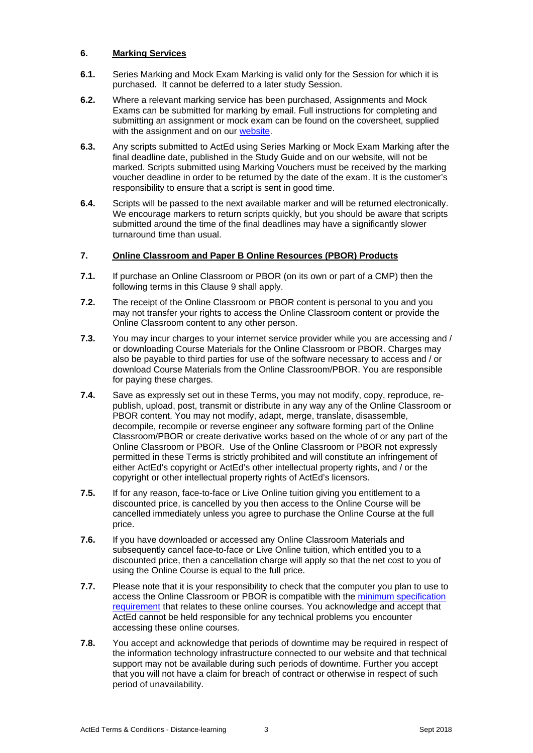### 6. Marking Services

**6.1.** Series Marking and Mock Exam Marking is valid only for the Session for which it is purchased. It cannot be deferred to a later study Session.

**6.2.** Where a relevant marking service has been purchased, Assignments and Mock Exams can be submitted for marking by email. Full instructions for completing and submitting an assignment or mock exam can be found on the coversheet, supplied with the assignment and on our website.

**6.3.** Any scripts submitted to ActEd using Series Marking or Mock Exam Marking after the final deadline date, published in the Study Guide and on our website, will not be marked. Scripts submitted using Marking Vouchers must be received by the marking voucher deadline in order to be returned by the date of the exam. It is the customer's responsibility to ensure that a script is sent in good time.

**6.4.** Scripts will be passed to the next available marker and will be returned electronically. We encourage markers to return scripts quickly, but you should be aware that scripts submitted around the time of the final deadlines may have a significantly slower turnaround time than usual.

### 7. Online Classroom and Paper B Online Resources (PBOR) Products

**7.1.** If purchase an Online Classroom or PBOR (on its own or part of a CMP) then the following terms in this Clause 9 shall apply.

**7.2.** The receipt of the Online Classroom or PBOR content is personal to you and you may not transfer your rights to access the Online Classroom content or provide the Online Classroom content to any other person.

**7.3.** You may incur charges to your internet service provider while you are accessing and / or downloading Course Materials for the Online Classroom or PBOR. Charges may also be payable to third parties for use of the software necessary to access and / or download Course Materials from the Online Classroom/PBOR. You are responsible for paying these charges.

**7.4.** Save as expressly set out in these Terms, you may not modify, copy, reproduce, re-publish, upload, post, transmit or distribute in any way any of the Online Classroom or PBOR content. You may not modify, adapt, merge, translate, disassemble, decompile, recompile or reverse engineer any software forming part of the Online Classroom/PBOR or create derivative works based on the whole of or any part of the Online Classroom or PBOR. Use of the Online Classroom or PBOR not expressly permitted in these Terms is strictly prohibited and will constitute an infringement of either ActEd's copyright or ActEd's other intellectual property rights, and / or the copyright or other intellectual property rights of ActEd's licensors.

**7.5.** If for any reason, face-to-face or Live Online tuition giving you entitlement to a discounted price, is cancelled by you then access to the Online Course will be cancelled immediately unless you agree to purchase the Online Course at the full price.

**7.6.** If you have downloaded or accessed any Online Classroom Materials and subsequently cancel face-to-face or Live Online tuition, which entitled you to a discounted price, then a cancellation charge will apply so that the net cost to you of using the Online Course is equal to the full price.

**7.7.** Please note that it is your responsibility to check that the computer you plan to use to access the Online Classroom or PBOR is compatible with the minimum specification requirement that relates to these online courses. You acknowledge and accept that ActEd cannot be held responsible for any technical problems you encounter accessing these online courses.

**7.8.** You accept and acknowledge that periods of downtime may be required in respect of the information technology infrastructure connected to our website and that technical support may not be available during such periods of downtime. Further you accept that you will not have a claim for breach of contract or otherwise in respect of such period of unavailability.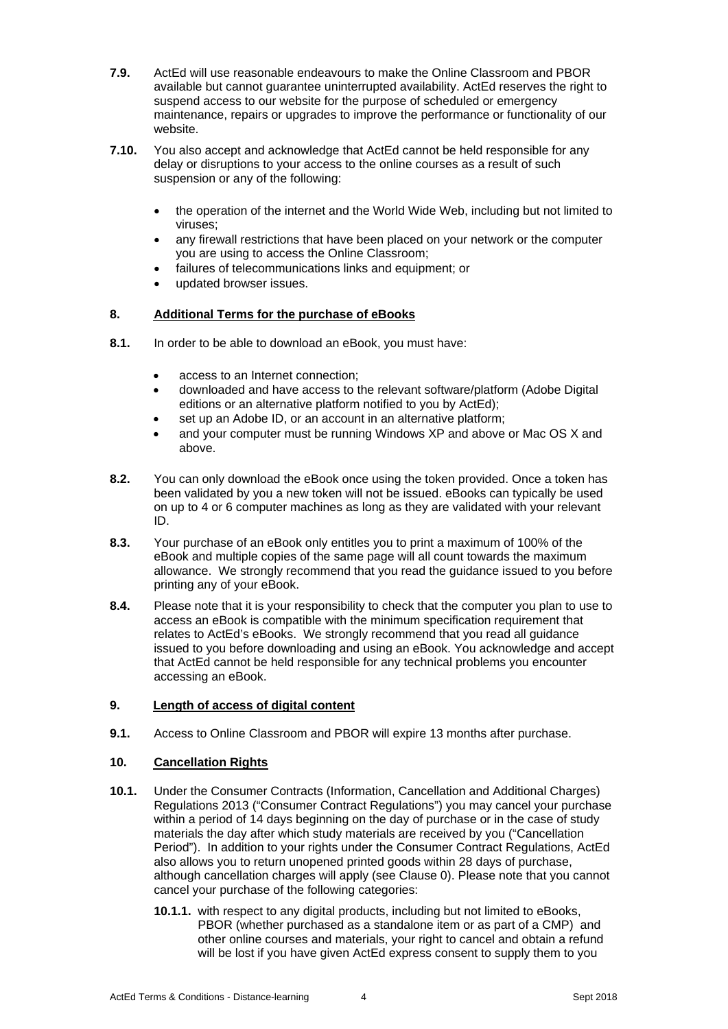**7.9.** ActEd will use reasonable endeavours to make the Online Classroom and PBOR available but cannot guarantee uninterrupted availability. ActEd reserves the right to suspend access to our website for the purpose of scheduled or emergency maintenance, repairs or upgrades to improve the performance or functionality of our website.

**7.10.** You also accept and acknowledge that ActEd cannot be held responsible for any delay or disruptions to your access to the online courses as a result of such suspension or any of the following:

- the operation of the internet and the World Wide Web, including but not limited to viruses;
- any firewall restrictions that have been placed on your network or the computer you are using to access the Online Classroom;
- failures of telecommunications links and equipment; or
- updated browser issues.

## 8. Additional Terms for the purchase of eBooks

**8.1.** In order to be able to download an eBook, you must have:

- access to an Internet connection;
- downloaded and have access to the relevant software/platform (Adobe Digital editions or an alternative platform notified to you by ActEd);
- set up an Adobe ID, or an account in an alternative platform;
- and your computer must be running Windows XP and above or Mac OS X and above.

**8.2.** You can only download the eBook once using the token provided. Once a token has been validated by you a new token will not be issued. eBooks can typically be used on up to 4 or 6 computer machines as long as they are validated with your relevant ID.

**8.3.** Your purchase of an eBook only entitles you to print a maximum of 100% of the eBook and multiple copies of the same page will all count towards the maximum allowance. We strongly recommend that you read the guidance issued to you before printing any of your eBook.

**8.4.** Please note that it is your responsibility to check that the computer you plan to use to access an eBook is compatible with the minimum specification requirement that relates to ActEd's eBooks. We strongly recommend that you read all guidance issued to you before downloading and using an eBook. You acknowledge and accept that ActEd cannot be held responsible for any technical problems you encounter accessing an eBook.

## 9. Length of access of digital content

**9.1.** Access to Online Classroom and PBOR will expire 13 months after purchase.

## 10. Cancellation Rights

**10.1.** Under the Consumer Contracts (Information, Cancellation and Additional Charges) Regulations 2013 ("Consumer Contract Regulations") you may cancel your purchase within a period of 14 days beginning on the day of purchase or in the case of study materials the day after which study materials are received by you ("Cancellation Period"). In addition to your rights under the Consumer Contract Regulations, ActEd also allows you to return unopened printed goods within 28 days of purchase, although cancellation charges will apply (see Clause 0). Please note that you cannot cancel your purchase of the following categories:

**10.1.1.** with respect to any digital products, including but not limited to eBooks, PBOR (whether purchased as a standalone item or as part of a CMP) and other online courses and materials, your right to cancel and obtain a refund will be lost if you have given ActEd express consent to supply them to you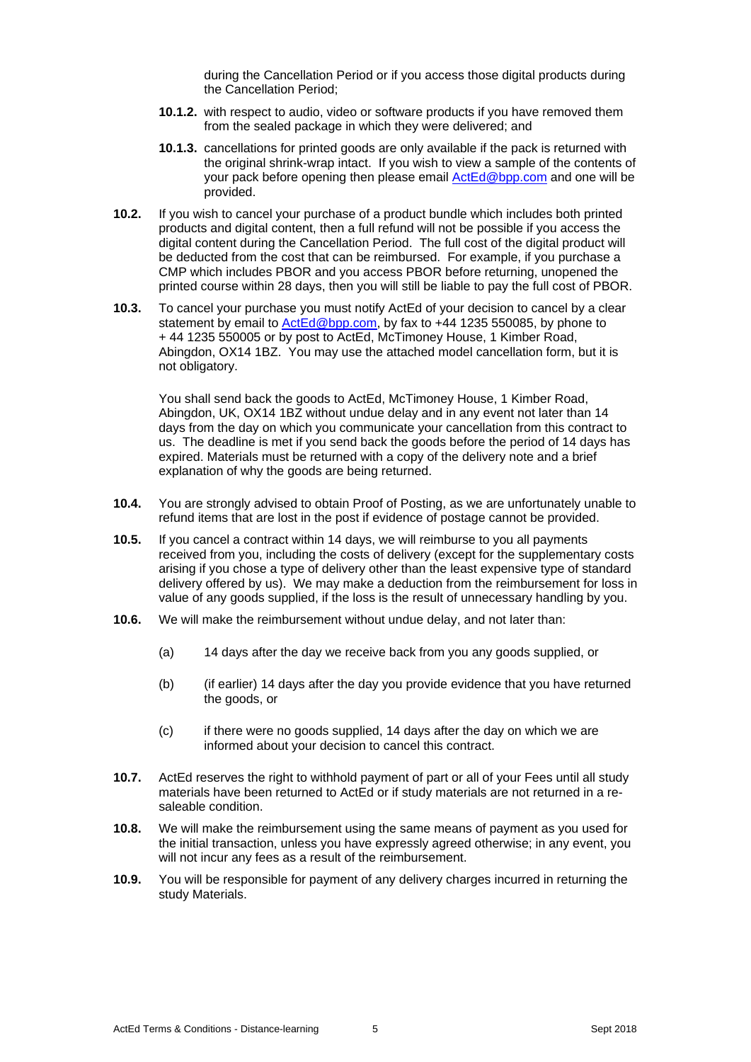during the Cancellation Period or if you access those digital products during the Cancellation Period;

**10.1.2.** with respect to audio, video or software products if you have removed them from the sealed package in which they were delivered; and

**10.1.3.** cancellations for printed goods are only available if the pack is returned with the original shrink-wrap intact. If you wish to view a sample of the contents of your pack before opening then please email ActEd@bpp.com and one will be provided.

**10.2.** If you wish to cancel your purchase of a product bundle which includes both printed products and digital content, then a full refund will not be possible if you access the digital content during the Cancellation Period. The full cost of the digital product will be deducted from the cost that can be reimbursed. For example, if you purchase a CMP which includes PBOR and you access PBOR before returning, unopened the printed course within 28 days, then you will still be liable to pay the full cost of PBOR.

**10.3.** To cancel your purchase you must notify ActEd of your decision to cancel by a clear statement by email to ActEd@bpp.com, by fax to +44 1235 550085, by phone to + 44 1235 550005 or by post to ActEd, McTimoney House, 1 Kimber Road, Abingdon, OX14 1BZ. You may use the attached model cancellation form, but it is not obligatory.

You shall send back the goods to ActEd, McTimoney House, 1 Kimber Road, Abingdon, UK, OX14 1BZ without undue delay and in any event not later than 14 days from the day on which you communicate your cancellation from this contract to us. The deadline is met if you send back the goods before the period of 14 days has expired. Materials must be returned with a copy of the delivery note and a brief explanation of why the goods are being returned.

**10.4.** You are strongly advised to obtain Proof of Posting, as we are unfortunately unable to refund items that are lost in the post if evidence of postage cannot be provided.

**10.5.** If you cancel a contract within 14 days, we will reimburse to you all payments received from you, including the costs of delivery (except for the supplementary costs arising if you chose a type of delivery other than the least expensive type of standard delivery offered by us). We may make a deduction from the reimbursement for loss in value of any goods supplied, if the loss is the result of unnecessary handling by you.

**10.6.** We will make the reimbursement without undue delay, and not later than:

(a) 14 days after the day we receive back from you any goods supplied, or

(b) (if earlier) 14 days after the day you provide evidence that you have returned the goods, or

(c) if there were no goods supplied, 14 days after the day on which we are informed about your decision to cancel this contract.

**10.7.** ActEd reserves the right to withhold payment of part or all of your Fees until all study materials have been returned to ActEd or if study materials are not returned in a re-saleable condition.

**10.8.** We will make the reimbursement using the same means of payment as you used for the initial transaction, unless you have expressly agreed otherwise; in any event, you will not incur any fees as a result of the reimbursement.

**10.9.** You will be responsible for payment of any delivery charges incurred in returning the study Materials.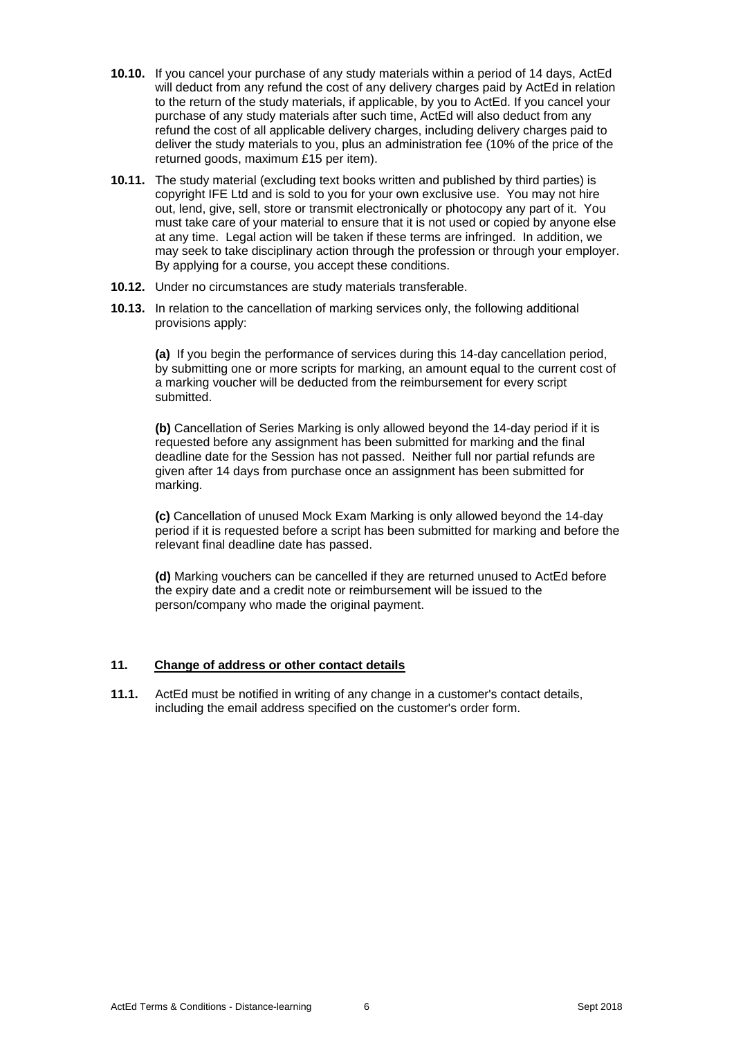**10.10.** If you cancel your purchase of any study materials within a period of 14 days, ActEd will deduct from any refund the cost of any delivery charges paid by ActEd in relation to the return of the study materials, if applicable, by you to ActEd. If you cancel your purchase of any study materials after such time, ActEd will also deduct from any refund the cost of all applicable delivery charges, including delivery charges paid to deliver the study materials to you, plus an administration fee (10% of the price of the returned goods, maximum £15 per item).

**10.11.** The study material (excluding text books written and published by third parties) is copyright IFE Ltd and is sold to you for your own exclusive use. You may not hire out, lend, give, sell, store or transmit electronically or photocopy any part of it. You must take care of your material to ensure that it is not used or copied by anyone else at any time. Legal action will be taken if these terms are infringed. In addition, we may seek to take disciplinary action through the profession or through your employer. By applying for a course, you accept these conditions.

**10.12.** Under no circumstances are study materials transferable.

**10.13.** In relation to the cancellation of marking services only, the following additional provisions apply:

**(a)** If you begin the performance of services during this 14-day cancellation period, by submitting one or more scripts for marking, an amount equal to the current cost of a marking voucher will be deducted from the reimbursement for every script submitted.

**(b)** Cancellation of Series Marking is only allowed beyond the 14-day period if it is requested before any assignment has been submitted for marking and the final deadline date for the Session has not passed. Neither full nor partial refunds are given after 14 days from purchase once an assignment has been submitted for marking.

**(c)** Cancellation of unused Mock Exam Marking is only allowed beyond the 14-day period if it is requested before a script has been submitted for marking and before the relevant final deadline date has passed.

**(d)** Marking vouchers can be cancelled if they are returned unused to ActEd before the expiry date and a credit note or reimbursement will be issued to the person/company who made the original payment.

## 11. Change of address or other contact details

**11.1.** ActEd must be notified in writing of any change in a customer's contact details, including the email address specified on the customer's order form.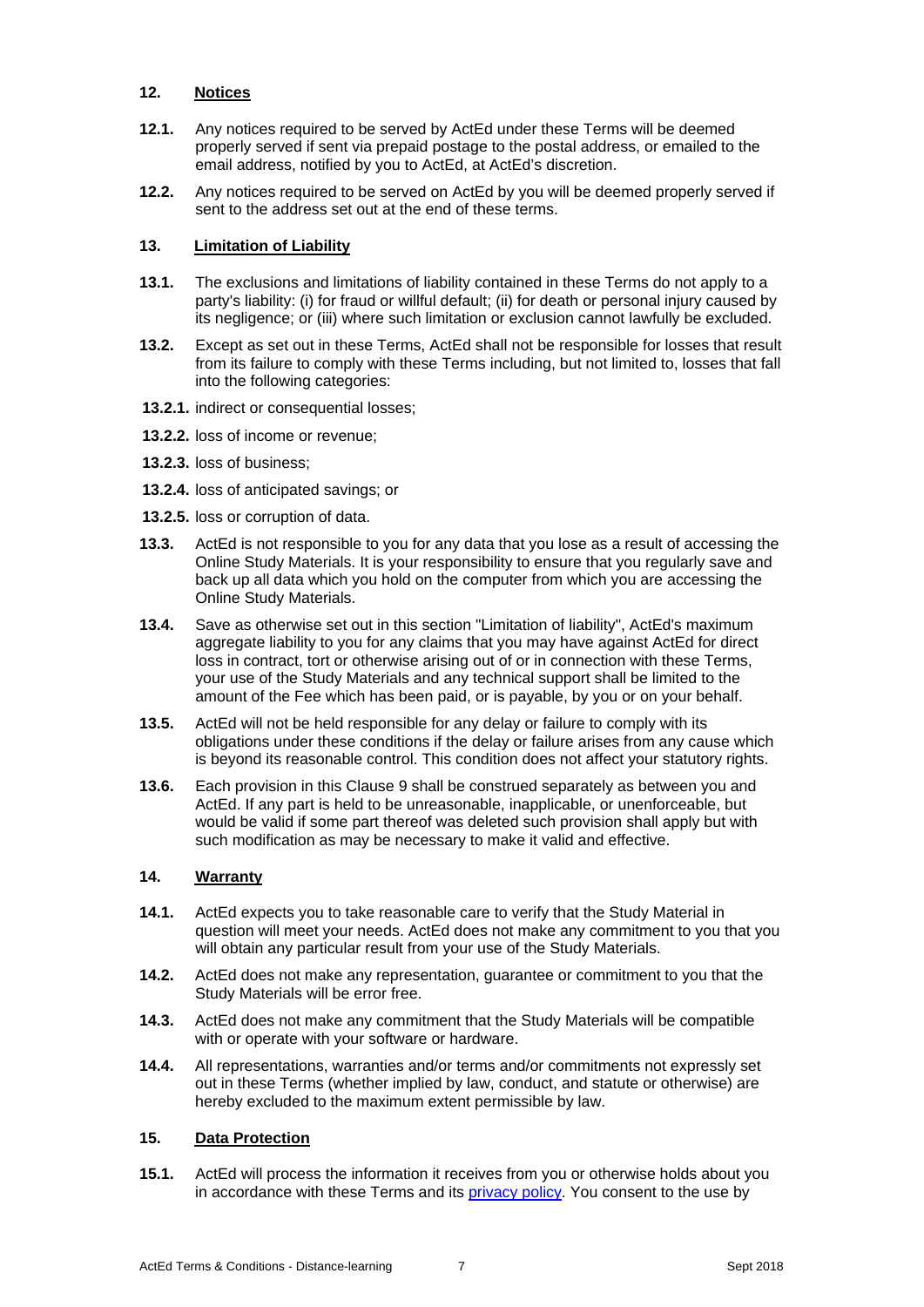## 12. Notices

**12.1.** Any notices required to be served by ActEd under these Terms will be deemed properly served if sent via prepaid postage to the postal address, or emailed to the email address, notified by you to ActEd, at ActEd's discretion.

**12.2.** Any notices required to be served on ActEd by you will be deemed properly served if sent to the address set out at the end of these terms.

## 13. Limitation of Liability

**13.1.** The exclusions and limitations of liability contained in these Terms do not apply to a party's liability: (i) for fraud or willful default; (ii) for death or personal injury caused by its negligence; or (iii) where such limitation or exclusion cannot lawfully be excluded.

**13.2.** Except as set out in these Terms, ActEd shall not be responsible for losses that result from its failure to comply with these Terms including, but not limited to, losses that fall into the following categories:

**13.2.1.** indirect or consequential losses;

**13.2.2.** loss of income or revenue;

**13.2.3.** loss of business;

**13.2.4.** loss of anticipated savings; or

**13.2.5.** loss or corruption of data.

**13.3.** ActEd is not responsible to you for any data that you lose as a result of accessing the Online Study Materials. It is your responsibility to ensure that you regularly save and back up all data which you hold on the computer from which you are accessing the Online Study Materials.

**13.4.** Save as otherwise set out in this section "Limitation of liability", ActEd's maximum aggregate liability to you for any claims that you may have against ActEd for direct loss in contract, tort or otherwise arising out of or in connection with these Terms, your use of the Study Materials and any technical support shall be limited to the amount of the Fee which has been paid, or is payable, by you or on your behalf.

**13.5.** ActEd will not be held responsible for any delay or failure to comply with its obligations under these conditions if the delay or failure arises from any cause which is beyond its reasonable control. This condition does not affect your statutory rights.

**13.6.** Each provision in this Clause 9 shall be construed separately as between you and ActEd. If any part is held to be unreasonable, inapplicable, or unenforceable, but would be valid if some part thereof was deleted such provision shall apply but with such modification as may be necessary to make it valid and effective.

## 14. Warranty

**14.1.** ActEd expects you to take reasonable care to verify that the Study Material in question will meet your needs. ActEd does not make any commitment to you that you will obtain any particular result from your use of the Study Materials.

**14.2.** ActEd does not make any representation, guarantee or commitment to you that the Study Materials will be error free.

**14.3.** ActEd does not make any commitment that the Study Materials will be compatible with or operate with your software or hardware.

**14.4.** All representations, warranties and/or terms and/or commitments not expressly set out in these Terms (whether implied by law, conduct, and statute or otherwise) are hereby excluded to the maximum extent permissible by law.

## 15. Data Protection

**15.1.** ActEd will process the information it receives from you or otherwise holds about you in accordance with these Terms and its privacy policy. You consent to the use by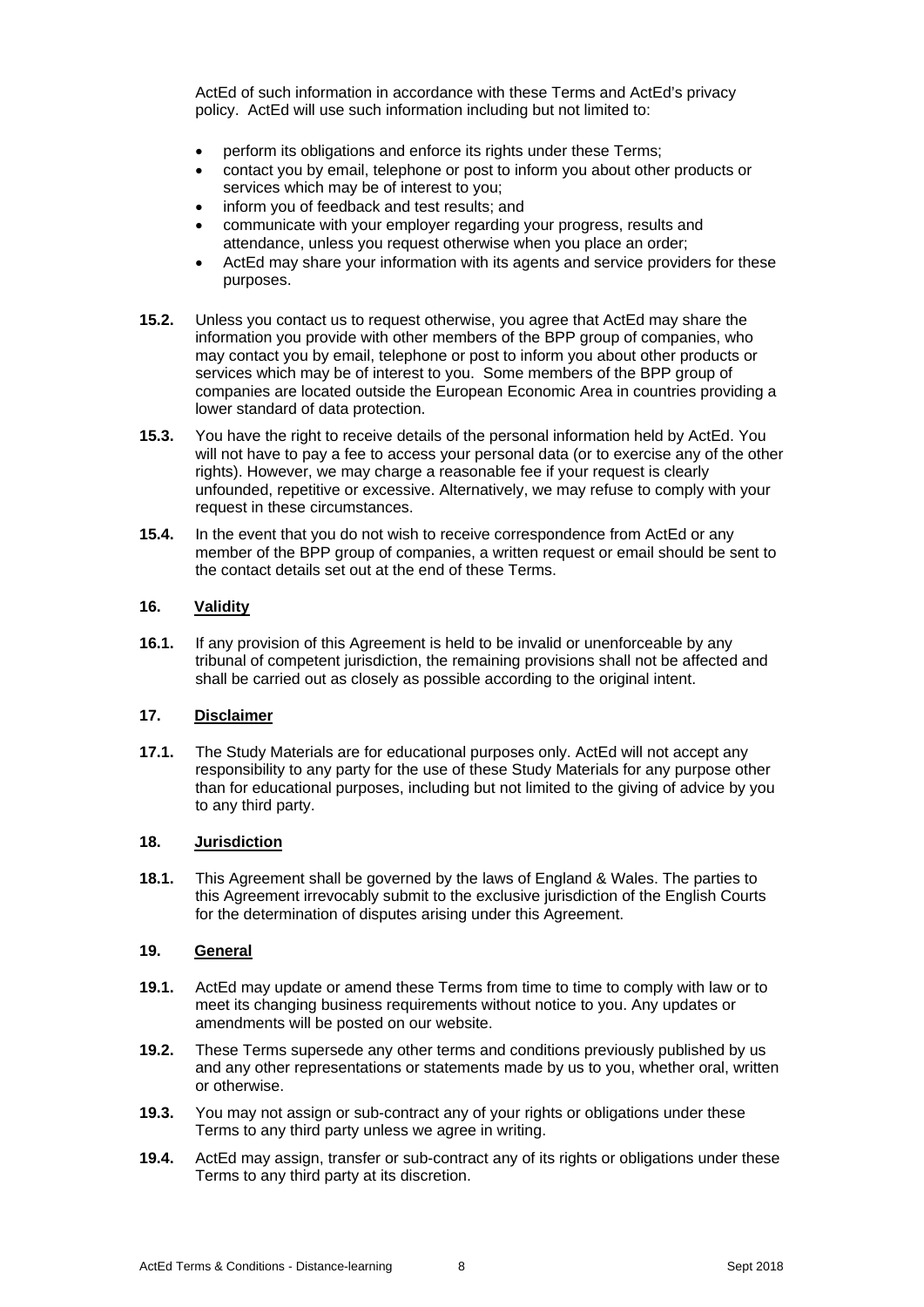ActEd of such information in accordance with these Terms and ActEd's privacy policy. ActEd will use such information including but not limited to:

- perform its obligations and enforce its rights under these Terms;
- contact you by email, telephone or post to inform you about other products or services which may be of interest to you;
- inform you of feedback and test results; and
- communicate with your employer regarding your progress, results and attendance, unless you request otherwise when you place an order;
- ActEd may share your information with its agents and service providers for these purposes.

**15.2.** Unless you contact us to request otherwise, you agree that ActEd may share the information you provide with other members of the BPP group of companies, who may contact you by email, telephone or post to inform you about other products or services which may be of interest to you. Some members of the BPP group of companies are located outside the European Economic Area in countries providing a lower standard of data protection.

**15.3.** You have the right to receive details of the personal information held by ActEd. You will not have to pay a fee to access your personal data (or to exercise any of the other rights). However, we may charge a reasonable fee if your request is clearly unfounded, repetitive or excessive. Alternatively, we may refuse to comply with your request in these circumstances.

**15.4.** In the event that you do not wish to receive correspondence from ActEd or any member of the BPP group of companies, a written request or email should be sent to the contact details set out at the end of these Terms.

## 16. Validity

**16.1.** If any provision of this Agreement is held to be invalid or unenforceable by any tribunal of competent jurisdiction, the remaining provisions shall not be affected and shall be carried out as closely as possible according to the original intent.

## 17. Disclaimer

**17.1.** The Study Materials are for educational purposes only. ActEd will not accept any responsibility to any party for the use of these Study Materials for any purpose other than for educational purposes, including but not limited to the giving of advice by you to any third party.

## 18. Jurisdiction

**18.1.** This Agreement shall be governed by the laws of England & Wales. The parties to this Agreement irrevocably submit to the exclusive jurisdiction of the English Courts for the determination of disputes arising under this Agreement.

## 19. General

**19.1.** ActEd may update or amend these Terms from time to time to comply with law or to meet its changing business requirements without notice to you. Any updates or amendments will be posted on our website.

**19.2.** These Terms supersede any other terms and conditions previously published by us and any other representations or statements made by us to you, whether oral, written or otherwise.

**19.3.** You may not assign or sub-contract any of your rights or obligations under these Terms to any third party unless we agree in writing.

**19.4.** ActEd may assign, transfer or sub-contract any of its rights or obligations under these Terms to any third party at its discretion.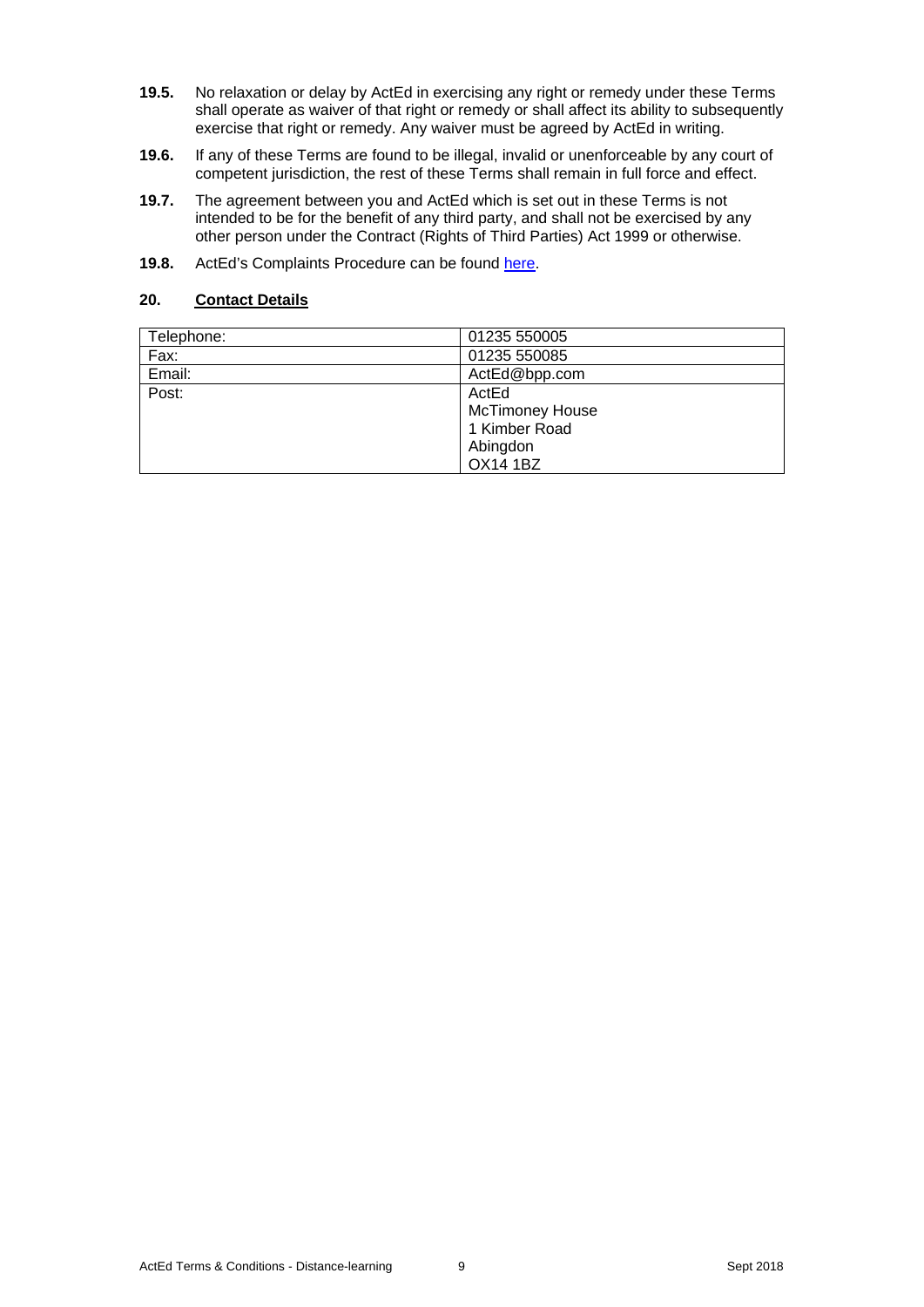**19.5.** No relaxation or delay by ActEd in exercising any right or remedy under these Terms shall operate as waiver of that right or remedy or shall affect its ability to subsequently exercise that right or remedy. Any waiver must be agreed by ActEd in writing.

**19.6.** If any of these Terms are found to be illegal, invalid or unenforceable by any court of competent jurisdiction, the rest of these Terms shall remain in full force and effect.

**19.7.** The agreement between you and ActEd which is set out in these Terms is not intended to be for the benefit of any third party, and shall not be exercised by any other person under the Contract (Rights of Third Parties) Act 1999 or otherwise.

**19.8.** ActEd's Complaints Procedure can be found [here](here).

## 20. Contact Details

| Telephone: | 01235 550005 |
| --- | --- |
| Fax: | 01235 550085 |
| Email: | ActEd@bpp.com |
| Post: | ActEd<br>McTimoney House<br>1 Kimber Road<br>Abingdon<br>OX14 1BZ |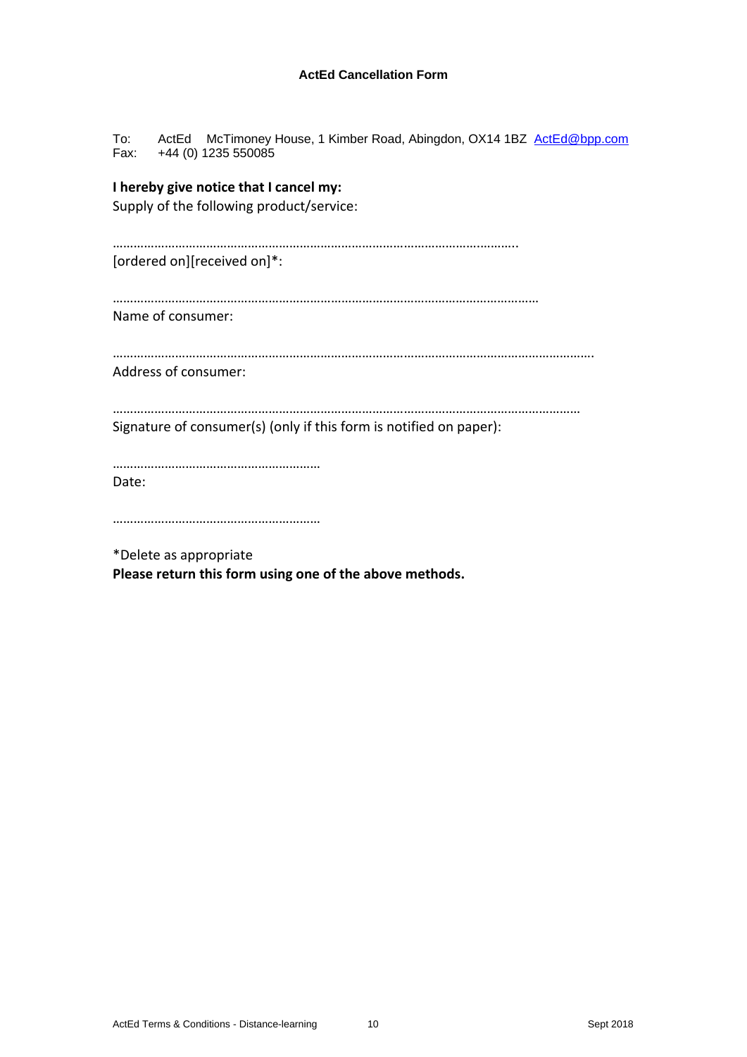**ActEd Cancellation Form**

To: ActEd McTimoney House, 1 Kimber Road, Abingdon, OX14 1BZ ActEd@bpp.com
Fax: +44 (0) 1235 550085

**I hereby give notice that I cancel my:**

Supply of the following product/service:

………………………………………………………………………………………………………..

[ordered on][received on]*:

……………………………………………………………………………………………………………

Name of consumer:

……………………………………………………………………………………………………………………………….

Address of consumer:

…………………………………………………………………………………………………………………………

Signature of consumer(s) (only if this form is notified on paper):

……………………………………………………

Date:

……………………………………………………

*Delete as appropriate

**Please return this form using one of the above methods.**